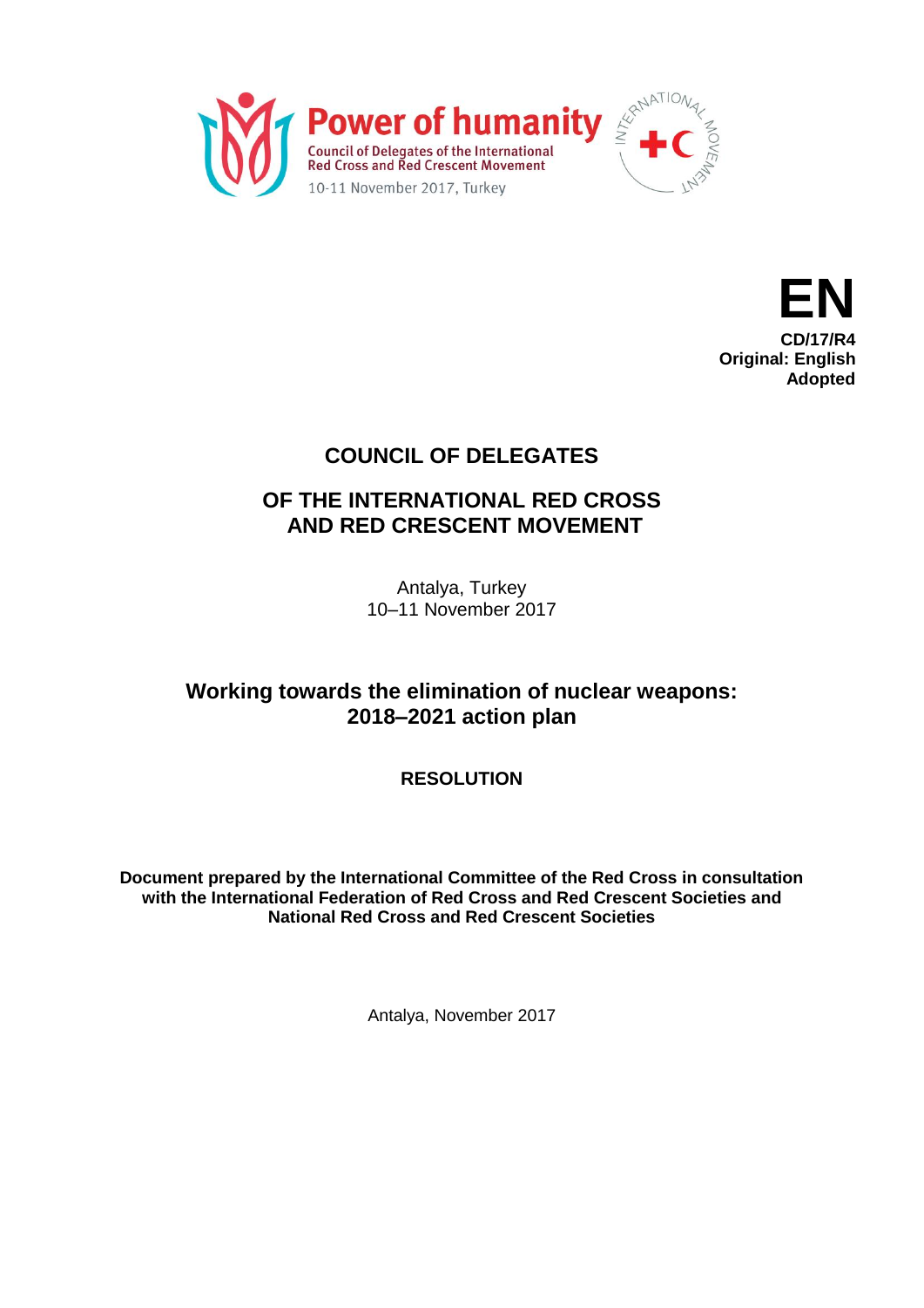Power of humanity

Council of Delegates of the International Red Cross and Red Crescent Movement

10-11 November 2017, Turkey

**EN**
**CD/17/R4**
**Original: English**
**Adopted**

# COUNCIL OF DELEGATES

# OF THE INTERNATIONAL RED CROSS AND RED CRESCENT MOVEMENT

Antalya, Turkey
10–11 November 2017

## Working towards the elimination of nuclear weapons: 2018–2021 action plan

### RESOLUTION

**Document prepared by the International Committee of the Red Cross in consultation with the International Federation of Red Cross and Red Crescent Societies and National Red Cross and Red Crescent Societies**

Antalya, November 2017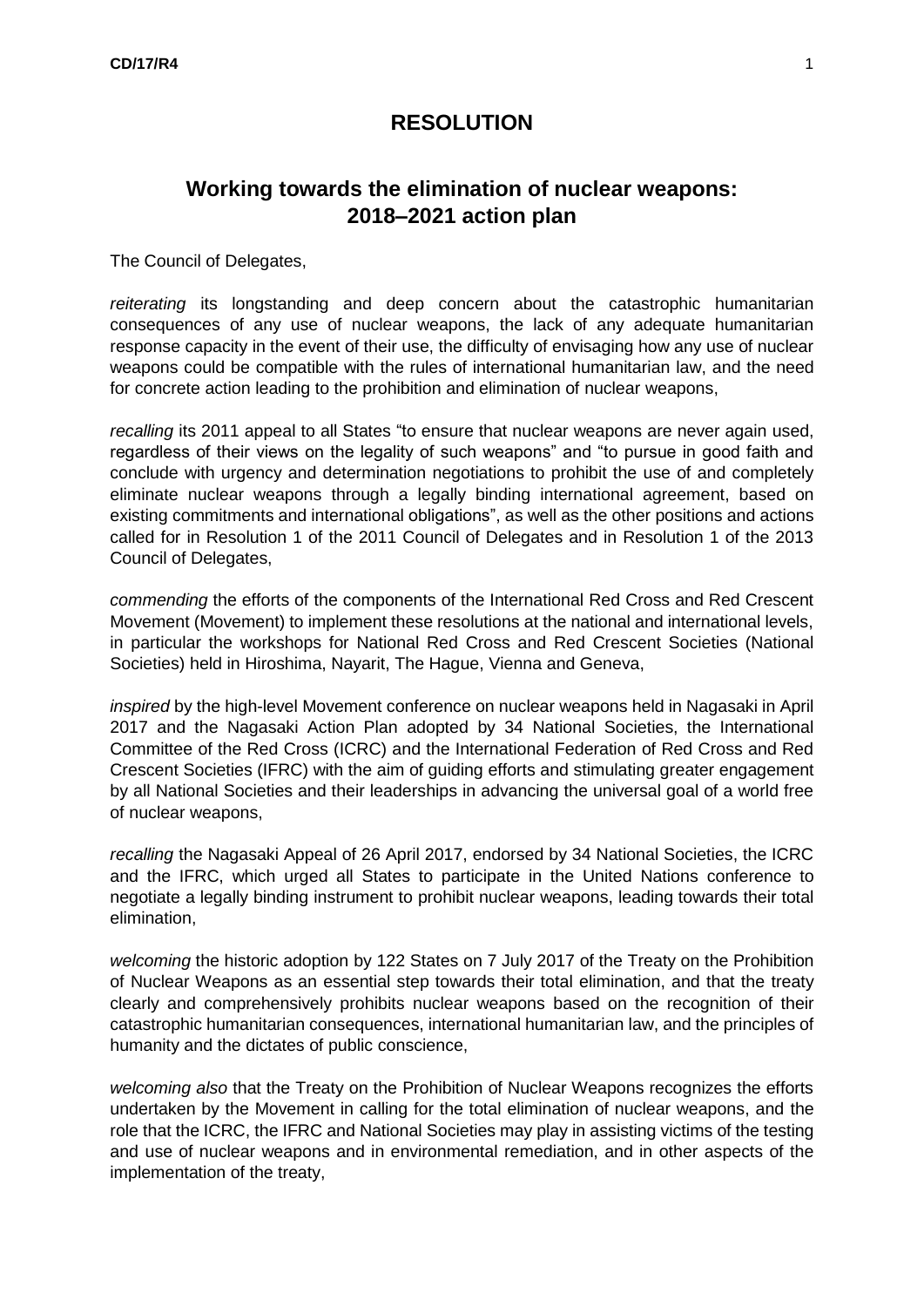# RESOLUTION

## Working towards the elimination of nuclear weapons: 2018–2021 action plan

The Council of Delegates,

*reiterating* its longstanding and deep concern about the catastrophic humanitarian consequences of any use of nuclear weapons, the lack of any adequate humanitarian response capacity in the event of their use, the difficulty of envisaging how any use of nuclear weapons could be compatible with the rules of international humanitarian law, and the need for concrete action leading to the prohibition and elimination of nuclear weapons,

*recalling* its 2011 appeal to all States "to ensure that nuclear weapons are never again used, regardless of their views on the legality of such weapons" and "to pursue in good faith and conclude with urgency and determination negotiations to prohibit the use of and completely eliminate nuclear weapons through a legally binding international agreement, based on existing commitments and international obligations", as well as the other positions and actions called for in Resolution 1 of the 2011 Council of Delegates and in Resolution 1 of the 2013 Council of Delegates,

*commending* the efforts of the components of the International Red Cross and Red Crescent Movement (Movement) to implement these resolutions at the national and international levels, in particular the workshops for National Red Cross and Red Crescent Societies (National Societies) held in Hiroshima, Nayarit, The Hague, Vienna and Geneva,

*inspired* by the high-level Movement conference on nuclear weapons held in Nagasaki in April 2017 and the Nagasaki Action Plan adopted by 34 National Societies, the International Committee of the Red Cross (ICRC) and the International Federation of Red Cross and Red Crescent Societies (IFRC) with the aim of guiding efforts and stimulating greater engagement by all National Societies and their leaderships in advancing the universal goal of a world free of nuclear weapons,

*recalling* the Nagasaki Appeal of 26 April 2017, endorsed by 34 National Societies, the ICRC and the IFRC, which urged all States to participate in the United Nations conference to negotiate a legally binding instrument to prohibit nuclear weapons, leading towards their total elimination,

*welcoming* the historic adoption by 122 States on 7 July 2017 of the Treaty on the Prohibition of Nuclear Weapons as an essential step towards their total elimination, and that the treaty clearly and comprehensively prohibits nuclear weapons based on the recognition of their catastrophic humanitarian consequences, international humanitarian law, and the principles of humanity and the dictates of public conscience,

*welcoming also* that the Treaty on the Prohibition of Nuclear Weapons recognizes the efforts undertaken by the Movement in calling for the total elimination of nuclear weapons, and the role that the ICRC, the IFRC and National Societies may play in assisting victims of the testing and use of nuclear weapons and in environmental remediation, and in other aspects of the implementation of the treaty,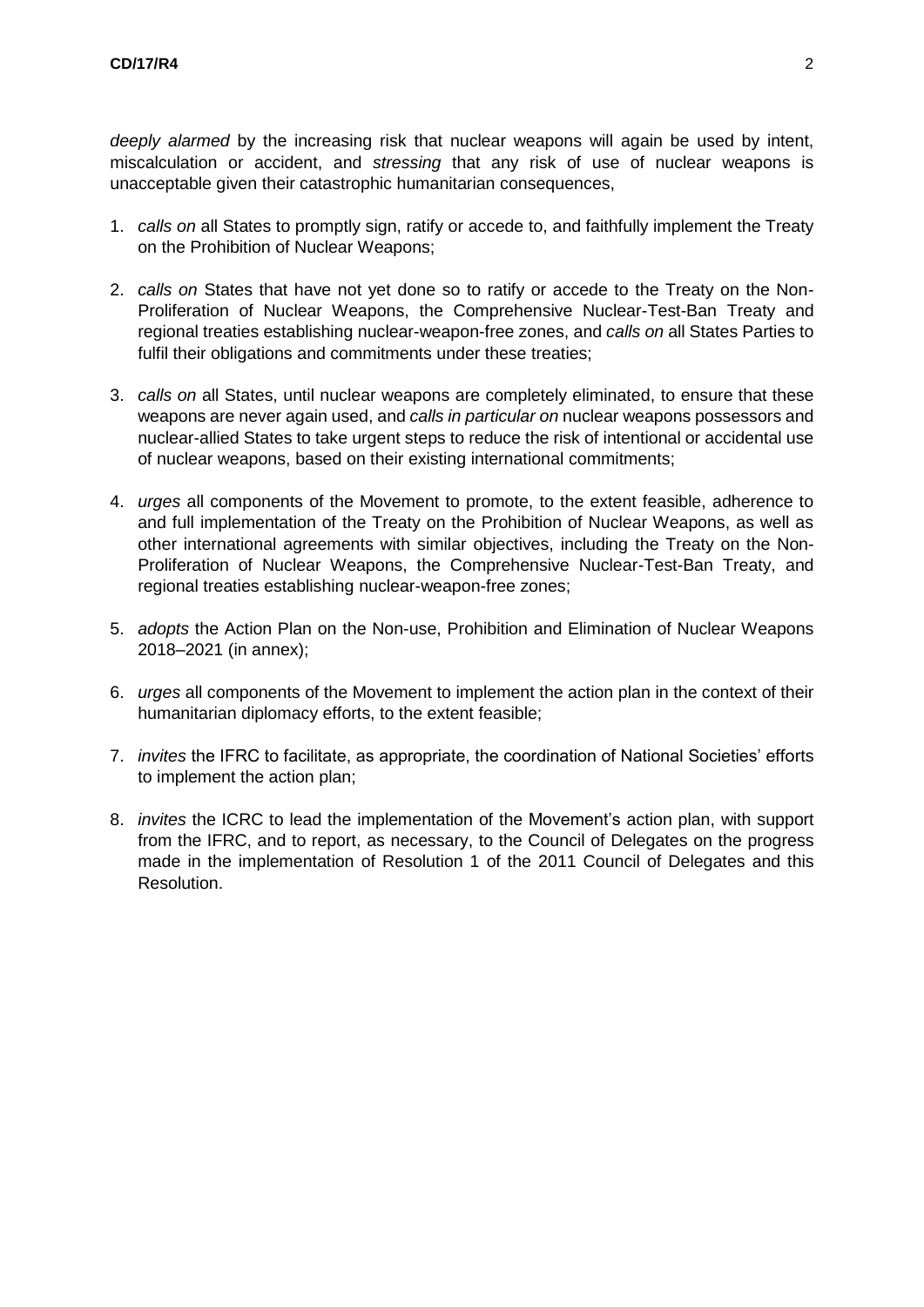*deeply alarmed* by the increasing risk that nuclear weapons will again be used by intent, miscalculation or accident, and *stressing* that any risk of use of nuclear weapons is unacceptable given their catastrophic humanitarian consequences,

1. *calls on* all States to promptly sign, ratify or accede to, and faithfully implement the Treaty on the Prohibition of Nuclear Weapons;

2. *calls on* States that have not yet done so to ratify or accede to the Treaty on the Non-Proliferation of Nuclear Weapons, the Comprehensive Nuclear-Test-Ban Treaty and regional treaties establishing nuclear-weapon-free zones, and *calls on* all States Parties to fulfil their obligations and commitments under these treaties;

3. *calls on* all States, until nuclear weapons are completely eliminated, to ensure that these weapons are never again used, and *calls in particular on* nuclear weapons possessors and nuclear-allied States to take urgent steps to reduce the risk of intentional or accidental use of nuclear weapons, based on their existing international commitments;

4. *urges* all components of the Movement to promote, to the extent feasible, adherence to and full implementation of the Treaty on the Prohibition of Nuclear Weapons, as well as other international agreements with similar objectives, including the Treaty on the Non-Proliferation of Nuclear Weapons, the Comprehensive Nuclear-Test-Ban Treaty, and regional treaties establishing nuclear-weapon-free zones;

5. *adopts* the Action Plan on the Non-use, Prohibition and Elimination of Nuclear Weapons 2018–2021 (in annex);

6. *urges* all components of the Movement to implement the action plan in the context of their humanitarian diplomacy efforts, to the extent feasible;

7. *invites* the IFRC to facilitate, as appropriate, the coordination of National Societies' efforts to implement the action plan;

8. *invites* the ICRC to lead the implementation of the Movement's action plan, with support from the IFRC, and to report, as necessary, to the Council of Delegates on the progress made in the implementation of Resolution 1 of the 2011 Council of Delegates and this Resolution.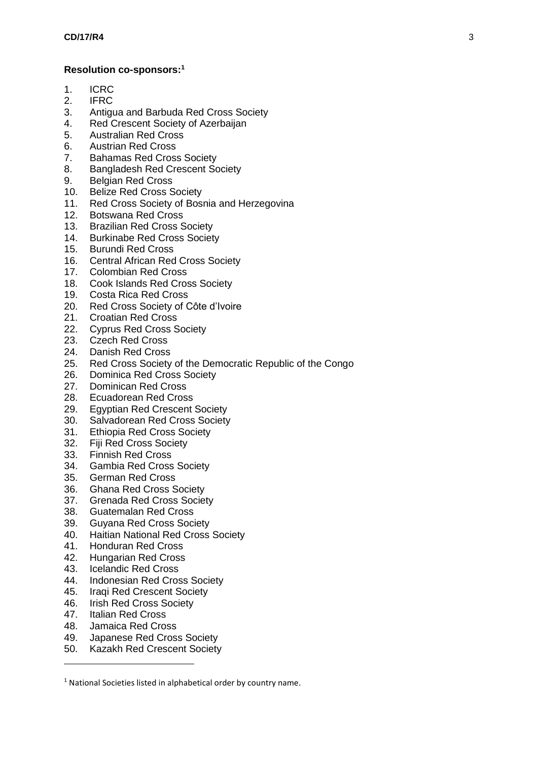**Resolution co-sponsors:**[1]

1. ICRC
2. IFRC
3. Antigua and Barbuda Red Cross Society
4. Red Crescent Society of Azerbaijan
5. Australian Red Cross
6. Austrian Red Cross
7. Bahamas Red Cross Society
8. Bangladesh Red Crescent Society
9. Belgian Red Cross
10. Belize Red Cross Society
11. Red Cross Society of Bosnia and Herzegovina
12. Botswana Red Cross
13. Brazilian Red Cross Society
14. Burkinabe Red Cross Society
15. Burundi Red Cross
16. Central African Red Cross Society
17. Colombian Red Cross
18. Cook Islands Red Cross Society
19. Costa Rica Red Cross
20. Red Cross Society of Côte d'Ivoire
21. Croatian Red Cross
22. Cyprus Red Cross Society
23. Czech Red Cross
24. Danish Red Cross
25. Red Cross Society of the Democratic Republic of the Congo
26. Dominica Red Cross Society
27. Dominican Red Cross
28. Ecuadorean Red Cross
29. Egyptian Red Crescent Society
30. Salvadorean Red Cross Society
31. Ethiopia Red Cross Society
32. Fiji Red Cross Society
33. Finnish Red Cross
34. Gambia Red Cross Society
35. German Red Cross
36. Ghana Red Cross Society
37. Grenada Red Cross Society
38. Guatemalan Red Cross
39. Guyana Red Cross Society
40. Haitian National Red Cross Society
41. Honduran Red Cross
42. Hungarian Red Cross
43. Icelandic Red Cross
44. Indonesian Red Cross Society
45. Iraqi Red Crescent Society
46. Irish Red Cross Society
47. Italian Red Cross
48. Jamaica Red Cross
49. Japanese Red Cross Society
50. Kazakh Red Crescent Society

[1] National Societies listed in alphabetical order by country name.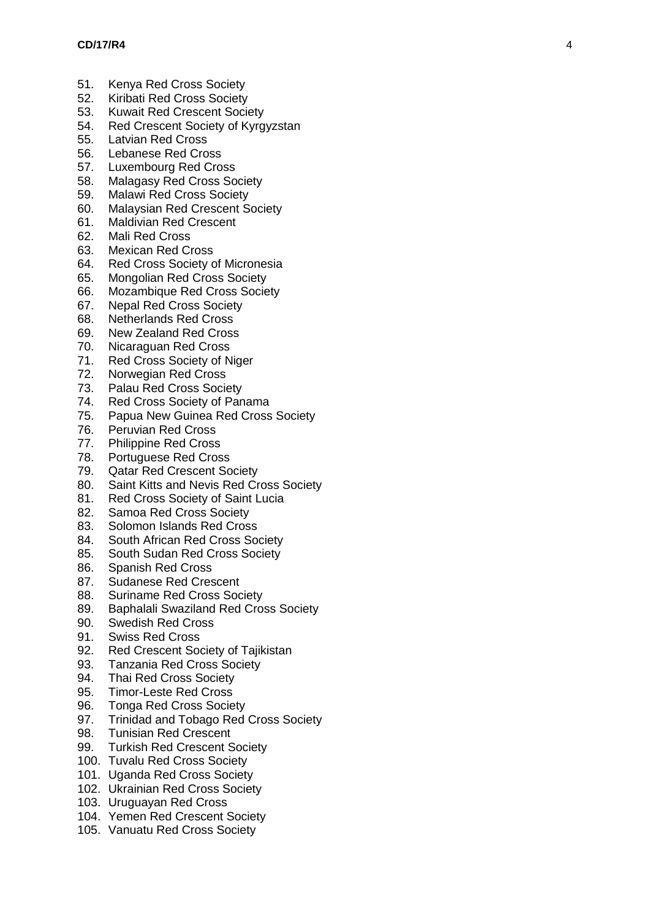51. Kenya Red Cross Society
52. Kiribati Red Cross Society
53. Kuwait Red Crescent Society
54. Red Crescent Society of Kyrgyzstan
55. Latvian Red Cross
56. Lebanese Red Cross
57. Luxembourg Red Cross
58. Malagasy Red Cross Society
59. Malawi Red Cross Society
60. Malaysian Red Crescent Society
61. Maldivian Red Crescent
62. Mali Red Cross
63. Mexican Red Cross
64. Red Cross Society of Micronesia
65. Mongolian Red Cross Society
66. Mozambique Red Cross Society
67. Nepal Red Cross Society
68. Netherlands Red Cross
69. New Zealand Red Cross
70. Nicaraguan Red Cross
71. Red Cross Society of Niger
72. Norwegian Red Cross
73. Palau Red Cross Society
74. Red Cross Society of Panama
75. Papua New Guinea Red Cross Society
76. Peruvian Red Cross
77. Philippine Red Cross
78. Portuguese Red Cross
79. Qatar Red Crescent Society
80. Saint Kitts and Nevis Red Cross Society
81. Red Cross Society of Saint Lucia
82. Samoa Red Cross Society
83. Solomon Islands Red Cross
84. South African Red Cross Society
85. South Sudan Red Cross Society
86. Spanish Red Cross
87. Sudanese Red Crescent
88. Suriname Red Cross Society
89. Baphalali Swaziland Red Cross Society
90. Swedish Red Cross
91. Swiss Red Cross
92. Red Crescent Society of Tajikistan
93. Tanzania Red Cross Society
94. Thai Red Cross Society
95. Timor-Leste Red Cross
96. Tonga Red Cross Society
97. Trinidad and Tobago Red Cross Society
98. Tunisian Red Crescent
99. Turkish Red Crescent Society
100. Tuvalu Red Cross Society
101. Uganda Red Cross Society
102. Ukrainian Red Cross Society
103. Uruguayan Red Cross
104. Yemen Red Crescent Society
105. Vanuatu Red Cross Society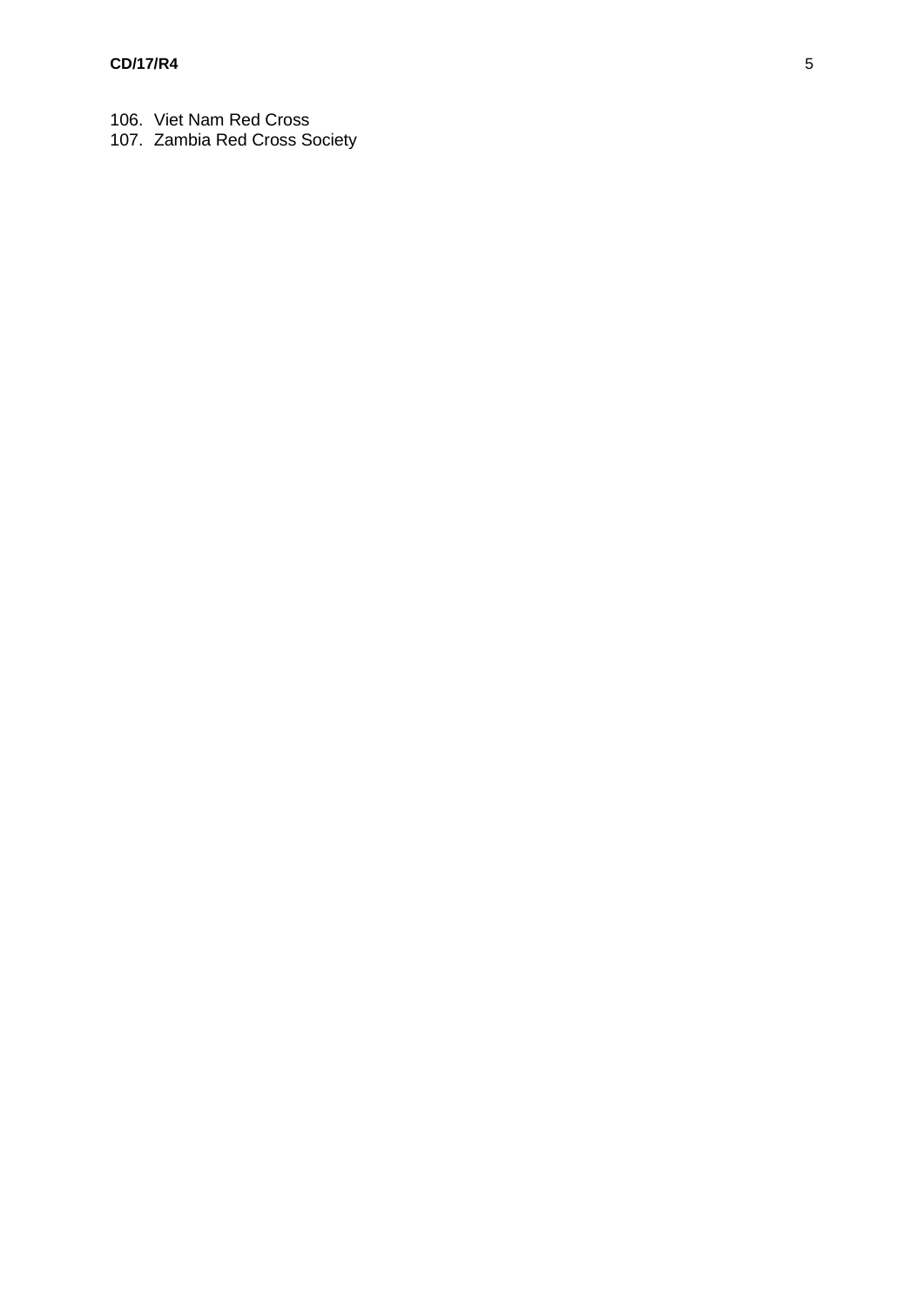106. Viet Nam Red Cross
107. Zambia Red Cross Society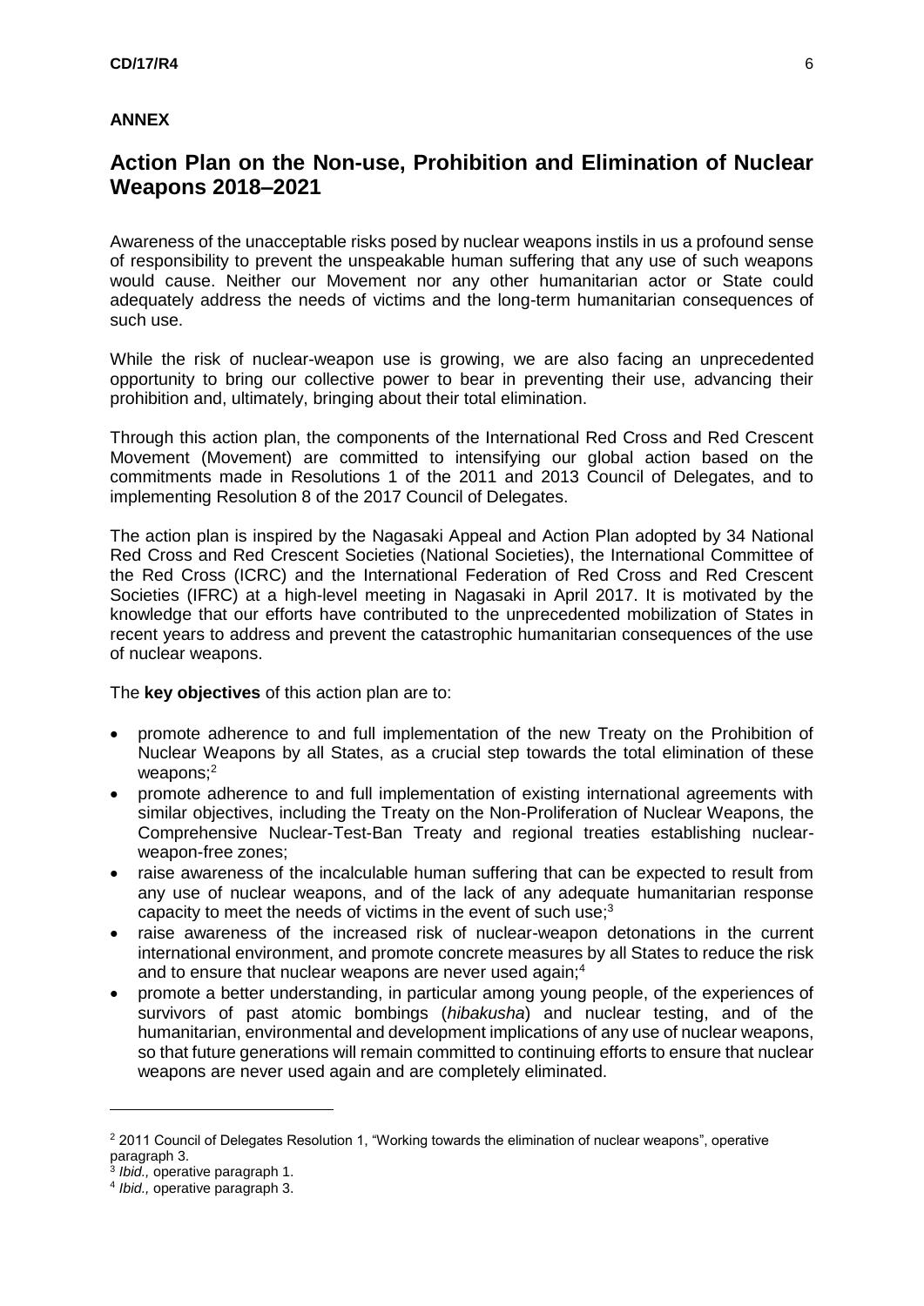**ANNEX**

# Action Plan on the Non-use, Prohibition and Elimination of Nuclear Weapons 2018–2021

Awareness of the unacceptable risks posed by nuclear weapons instils in us a profound sense of responsibility to prevent the unspeakable human suffering that any use of such weapons would cause. Neither our Movement nor any other humanitarian actor or State could adequately address the needs of victims and the long-term humanitarian consequences of such use.

While the risk of nuclear-weapon use is growing, we are also facing an unprecedented opportunity to bring our collective power to bear in preventing their use, advancing their prohibition and, ultimately, bringing about their total elimination.

Through this action plan, the components of the International Red Cross and Red Crescent Movement (Movement) are committed to intensifying our global action based on the commitments made in Resolutions 1 of the 2011 and 2013 Council of Delegates, and to implementing Resolution 8 of the 2017 Council of Delegates.

The action plan is inspired by the Nagasaki Appeal and Action Plan adopted by 34 National Red Cross and Red Crescent Societies (National Societies), the International Committee of the Red Cross (ICRC) and the International Federation of Red Cross and Red Crescent Societies (IFRC) at a high-level meeting in Nagasaki in April 2017. It is motivated by the knowledge that our efforts have contributed to the unprecedented mobilization of States in recent years to address and prevent the catastrophic humanitarian consequences of the use of nuclear weapons.

The **key objectives** of this action plan are to:

- promote adherence to and full implementation of the new Treaty on the Prohibition of Nuclear Weapons by all States, as a crucial step towards the total elimination of these weapons;[2]
- promote adherence to and full implementation of existing international agreements with similar objectives, including the Treaty on the Non-Proliferation of Nuclear Weapons, the Comprehensive Nuclear-Test-Ban Treaty and regional treaties establishing nuclear-weapon-free zones;
- raise awareness of the incalculable human suffering that can be expected to result from any use of nuclear weapons, and of the lack of any adequate humanitarian response capacity to meet the needs of victims in the event of such use;[3]
- raise awareness of the increased risk of nuclear-weapon detonations in the current international environment, and promote concrete measures by all States to reduce the risk and to ensure that nuclear weapons are never used again;[4]
- promote a better understanding, in particular among young people, of the experiences of survivors of past atomic bombings (*hibakusha*) and nuclear testing, and of the humanitarian, environmental and development implications of any use of nuclear weapons, so that future generations will remain committed to continuing efforts to ensure that nuclear weapons are never used again and are completely eliminated.

---

[2] 2011 Council of Delegates Resolution 1, "Working towards the elimination of nuclear weapons", operative paragraph 3.

[3] *Ibid.,* operative paragraph 1.

[4] *Ibid.,* operative paragraph 3.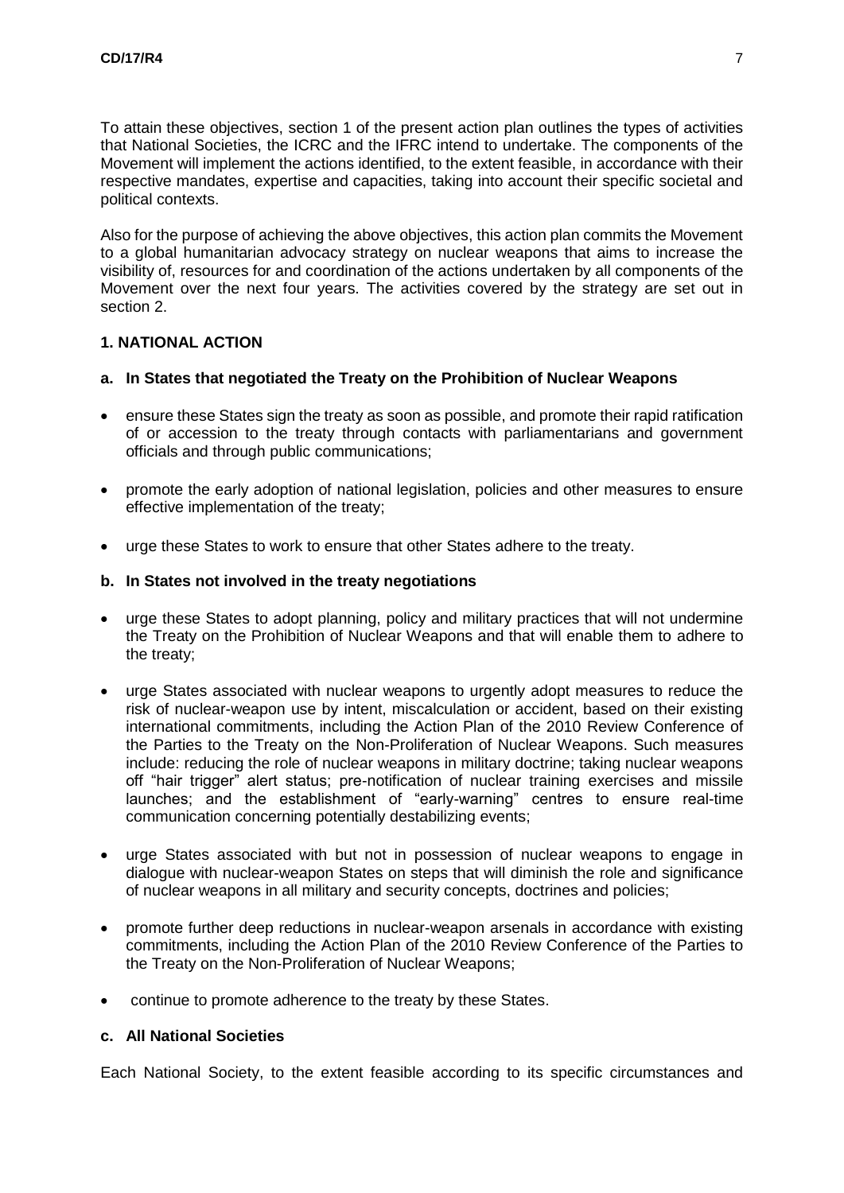To attain these objectives, section 1 of the present action plan outlines the types of activities that National Societies, the ICRC and the IFRC intend to undertake. The components of the Movement will implement the actions identified, to the extent feasible, in accordance with their respective mandates, expertise and capacities, taking into account their specific societal and political contexts.

Also for the purpose of achieving the above objectives, this action plan commits the Movement to a global humanitarian advocacy strategy on nuclear weapons that aims to increase the visibility of, resources for and coordination of the actions undertaken by all components of the Movement over the next four years. The activities covered by the strategy are set out in section 2.

## 1. NATIONAL ACTION

### a. In States that negotiated the Treaty on the Prohibition of Nuclear Weapons

- ensure these States sign the treaty as soon as possible, and promote their rapid ratification of or accession to the treaty through contacts with parliamentarians and government officials and through public communications;
- promote the early adoption of national legislation, policies and other measures to ensure effective implementation of the treaty;
- urge these States to work to ensure that other States adhere to the treaty.

### b. In States not involved in the treaty negotiations

- urge these States to adopt planning, policy and military practices that will not undermine the Treaty on the Prohibition of Nuclear Weapons and that will enable them to adhere to the treaty;
- urge States associated with nuclear weapons to urgently adopt measures to reduce the risk of nuclear-weapon use by intent, miscalculation or accident, based on their existing international commitments, including the Action Plan of the 2010 Review Conference of the Parties to the Treaty on the Non-Proliferation of Nuclear Weapons. Such measures include: reducing the role of nuclear weapons in military doctrine; taking nuclear weapons off "hair trigger" alert status; pre-notification of nuclear training exercises and missile launches; and the establishment of "early-warning" centres to ensure real-time communication concerning potentially destabilizing events;
- urge States associated with but not in possession of nuclear weapons to engage in dialogue with nuclear-weapon States on steps that will diminish the role and significance of nuclear weapons in all military and security concepts, doctrines and policies;
- promote further deep reductions in nuclear-weapon arsenals in accordance with existing commitments, including the Action Plan of the 2010 Review Conference of the Parties to the Treaty on the Non-Proliferation of Nuclear Weapons;
- continue to promote adherence to the treaty by these States.

### c. All National Societies

Each National Society, to the extent feasible according to its specific circumstances and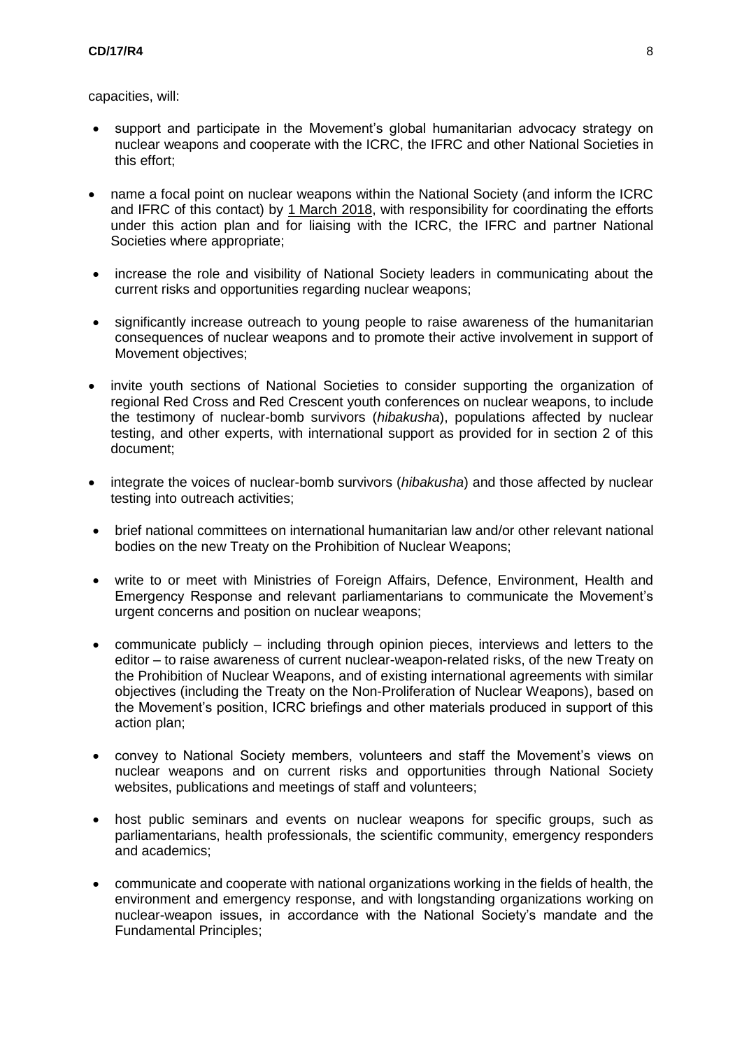capacities, will:

- support and participate in the Movement's global humanitarian advocacy strategy on nuclear weapons and cooperate with the ICRC, the IFRC and other National Societies in this effort;
- name a focal point on nuclear weapons within the National Society (and inform the ICRC and IFRC of this contact) by 1 March 2018, with responsibility for coordinating the efforts under this action plan and for liaising with the ICRC, the IFRC and partner National Societies where appropriate;
- increase the role and visibility of National Society leaders in communicating about the current risks and opportunities regarding nuclear weapons;
- significantly increase outreach to young people to raise awareness of the humanitarian consequences of nuclear weapons and to promote their active involvement in support of Movement objectives;
- invite youth sections of National Societies to consider supporting the organization of regional Red Cross and Red Crescent youth conferences on nuclear weapons, to include the testimony of nuclear-bomb survivors (*hibakusha*), populations affected by nuclear testing, and other experts, with international support as provided for in section 2 of this document;
- integrate the voices of nuclear-bomb survivors (*hibakusha*) and those affected by nuclear testing into outreach activities;
- brief national committees on international humanitarian law and/or other relevant national bodies on the new Treaty on the Prohibition of Nuclear Weapons;
- write to or meet with Ministries of Foreign Affairs, Defence, Environment, Health and Emergency Response and relevant parliamentarians to communicate the Movement's urgent concerns and position on nuclear weapons;
- communicate publicly – including through opinion pieces, interviews and letters to the editor – to raise awareness of current nuclear-weapon-related risks, of the new Treaty on the Prohibition of Nuclear Weapons, and of existing international agreements with similar objectives (including the Treaty on the Non-Proliferation of Nuclear Weapons), based on the Movement's position, ICRC briefings and other materials produced in support of this action plan;
- convey to National Society members, volunteers and staff the Movement's views on nuclear weapons and on current risks and opportunities through National Society websites, publications and meetings of staff and volunteers;
- host public seminars and events on nuclear weapons for specific groups, such as parliamentarians, health professionals, the scientific community, emergency responders and academics;
- communicate and cooperate with national organizations working in the fields of health, the environment and emergency response, and with longstanding organizations working on nuclear-weapon issues, in accordance with the National Society's mandate and the Fundamental Principles;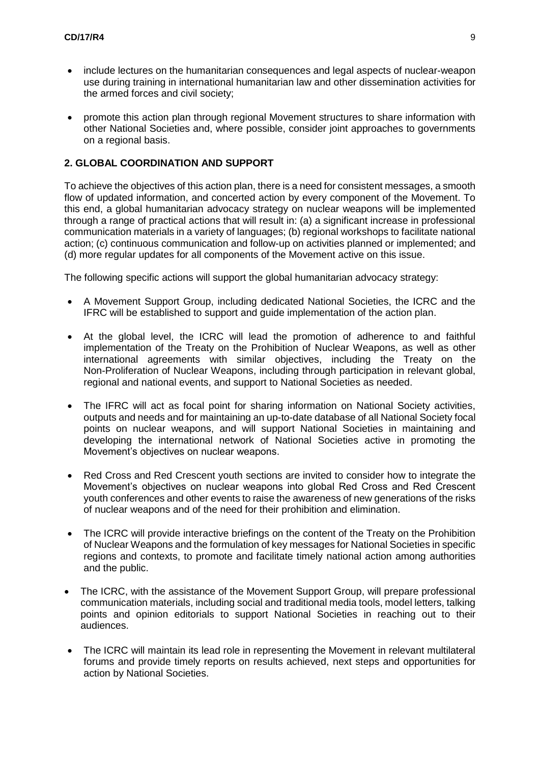- include lectures on the humanitarian consequences and legal aspects of nuclear-weapon use during training in international humanitarian law and other dissemination activities for the armed forces and civil society;
- promote this action plan through regional Movement structures to share information with other National Societies and, where possible, consider joint approaches to governments on a regional basis.

## 2. GLOBAL COORDINATION AND SUPPORT

To achieve the objectives of this action plan, there is a need for consistent messages, a smooth flow of updated information, and concerted action by every component of the Movement. To this end, a global humanitarian advocacy strategy on nuclear weapons will be implemented through a range of practical actions that will result in: (a) a significant increase in professional communication materials in a variety of languages; (b) regional workshops to facilitate national action; (c) continuous communication and follow-up on activities planned or implemented; and (d) more regular updates for all components of the Movement active on this issue.

The following specific actions will support the global humanitarian advocacy strategy:

- A Movement Support Group, including dedicated National Societies, the ICRC and the IFRC will be established to support and guide implementation of the action plan.
- At the global level, the ICRC will lead the promotion of adherence to and faithful implementation of the Treaty on the Prohibition of Nuclear Weapons, as well as other international agreements with similar objectives, including the Treaty on the Non-Proliferation of Nuclear Weapons, including through participation in relevant global, regional and national events, and support to National Societies as needed.
- The IFRC will act as focal point for sharing information on National Society activities, outputs and needs and for maintaining an up-to-date database of all National Society focal points on nuclear weapons, and will support National Societies in maintaining and developing the international network of National Societies active in promoting the Movement's objectives on nuclear weapons.
- Red Cross and Red Crescent youth sections are invited to consider how to integrate the Movement's objectives on nuclear weapons into global Red Cross and Red Crescent youth conferences and other events to raise the awareness of new generations of the risks of nuclear weapons and of the need for their prohibition and elimination.
- The ICRC will provide interactive briefings on the content of the Treaty on the Prohibition of Nuclear Weapons and the formulation of key messages for National Societies in specific regions and contexts, to promote and facilitate timely national action among authorities and the public.
- The ICRC, with the assistance of the Movement Support Group, will prepare professional communication materials, including social and traditional media tools, model letters, talking points and opinion editorials to support National Societies in reaching out to their audiences.
- The ICRC will maintain its lead role in representing the Movement in relevant multilateral forums and provide timely reports on results achieved, next steps and opportunities for action by National Societies.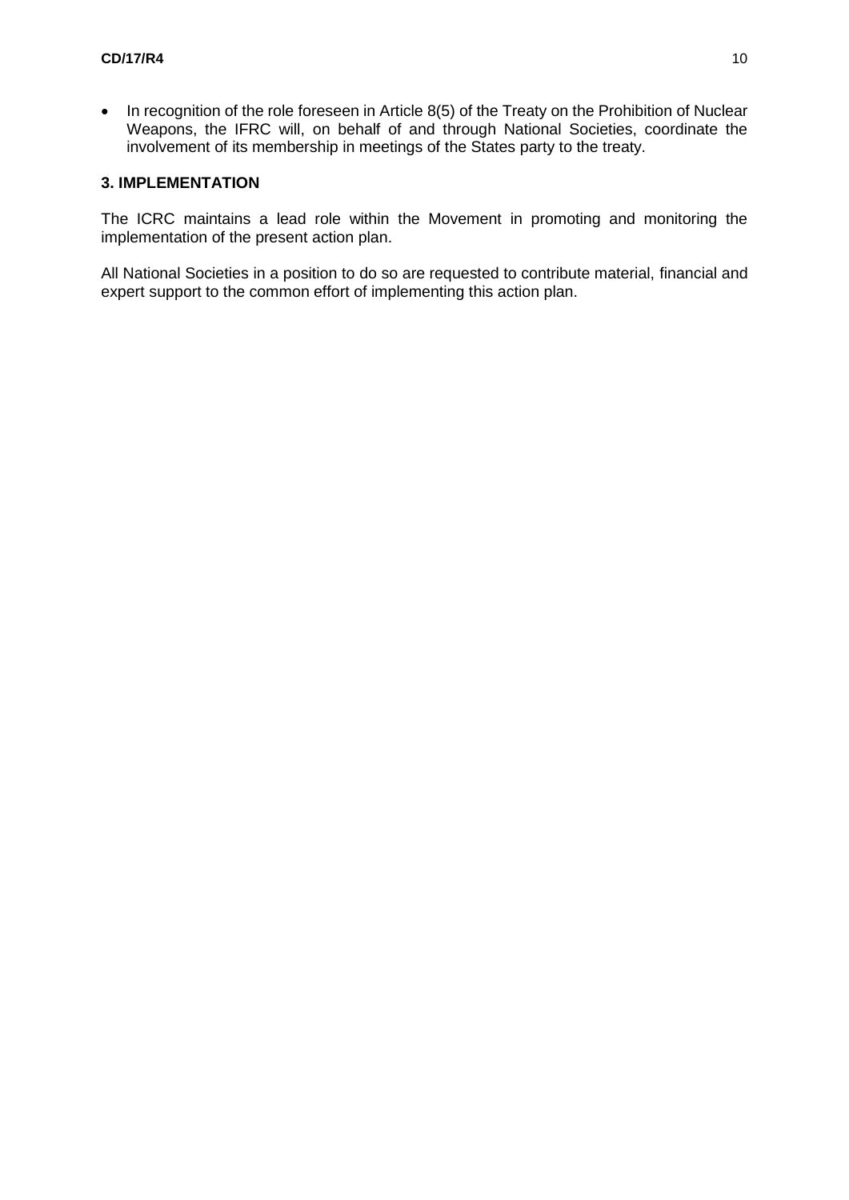- In recognition of the role foreseen in Article 8(5) of the Treaty on the Prohibition of Nuclear Weapons, the IFRC will, on behalf of and through National Societies, coordinate the involvement of its membership in meetings of the States party to the treaty.

## 3. IMPLEMENTATION

The ICRC maintains a lead role within the Movement in promoting and monitoring the implementation of the present action plan.

All National Societies in a position to do so are requested to contribute material, financial and expert support to the common effort of implementing this action plan.